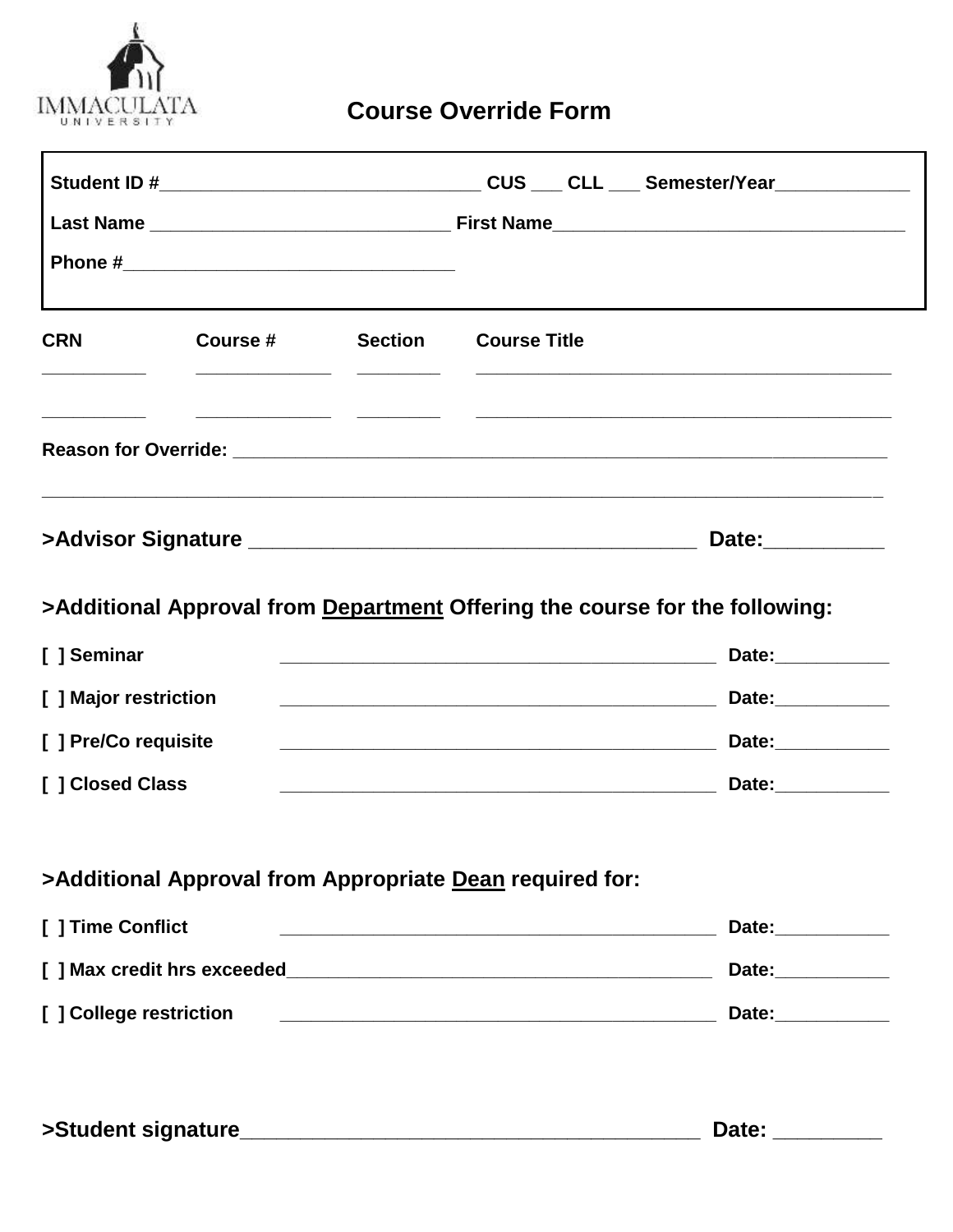IMMACULATA
UNIVERSITY

# Course Override Form

**Student ID #______________________________ CUS ___ CLL ___ Semester/Year_____________**

**Last Name ____________________________ First Name_________________________________**

**Phone #_______________________________**

| CRN | Course # | Section | Course Title |
| --- | --- | --- | --- |
| __________ | _____________ | ________ | ________________________________________ |
| __________ | _____________ | ________ | ________________________________________ |

**Reason for Override: _______________________________________________________________**

_________________________________________________________________________________

## >Advisor Signature ____________________________________ Date:__________

## >Additional Approval from Department Offering the course for the following:

**[ ] Seminar** __________________________________________ **Date:___________**

**[ ] Major restriction** __________________________________________ **Date:___________**

**[ ] Pre/Co requisite** __________________________________________ **Date:___________**

**[ ] Closed Class** __________________________________________ **Date:___________**

## >Additional Approval from Appropriate Dean required for:

**[ ] Time Conflict** __________________________________________ **Date:___________**

**[ ] Max credit hrs exceeded**__________________________________________ **Date:___________**

**[ ] College restriction** __________________________________________ **Date:___________**

## >Student signature_______________________________________ Date: _________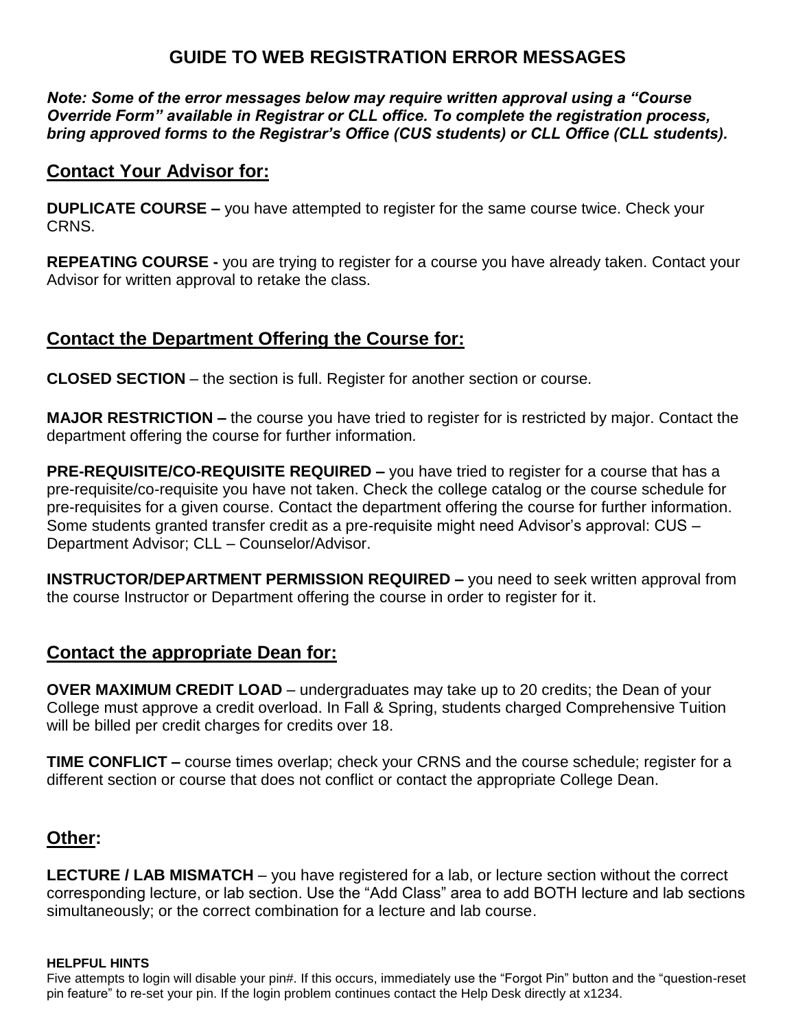# GUIDE TO WEB REGISTRATION ERROR MESSAGES

***Note: Some of the error messages below may require written approval using a "Course Override Form" available in Registrar or CLL office. To complete the registration process, bring approved forms to the Registrar's Office (CUS students) or CLL Office (CLL students).***

## Contact Your Advisor for:

**DUPLICATE COURSE –** you have attempted to register for the same course twice. Check your CRNS.

**REPEATING COURSE -** you are trying to register for a course you have already taken. Contact your Advisor for written approval to retake the class.

## Contact the Department Offering the Course for:

**CLOSED SECTION** – the section is full. Register for another section or course.

**MAJOR RESTRICTION –** the course you have tried to register for is restricted by major. Contact the department offering the course for further information.

**PRE-REQUISITE/CO-REQUISITE REQUIRED –** you have tried to register for a course that has a pre-requisite/co-requisite you have not taken. Check the college catalog or the course schedule for pre-requisites for a given course. Contact the department offering the course for further information. Some students granted transfer credit as a pre-requisite might need Advisor's approval: CUS – Department Advisor; CLL – Counselor/Advisor.

**INSTRUCTOR/DEPARTMENT PERMISSION REQUIRED –** you need to seek written approval from the course Instructor or Department offering the course in order to register for it.

## Contact the appropriate Dean for:

**OVER MAXIMUM CREDIT LOAD** – undergraduates may take up to 20 credits; the Dean of your College must approve a credit overload. In Fall & Spring, students charged Comprehensive Tuition will be billed per credit charges for credits over 18.

**TIME CONFLICT –** course times overlap; check your CRNS and the course schedule; register for a different section or course that does not conflict or contact the appropriate College Dean.

## Other:

**LECTURE / LAB MISMATCH** – you have registered for a lab, or lecture section without the correct corresponding lecture, or lab section. Use the "Add Class" area to add BOTH lecture and lab sections simultaneously; or the correct combination for a lecture and lab course.

**HELPFUL HINTS**

Five attempts to login will disable your pin#. If this occurs, immediately use the "Forgot Pin" button and the "question-reset pin feature" to re-set your pin. If the login problem continues contact the Help Desk directly at x1234.